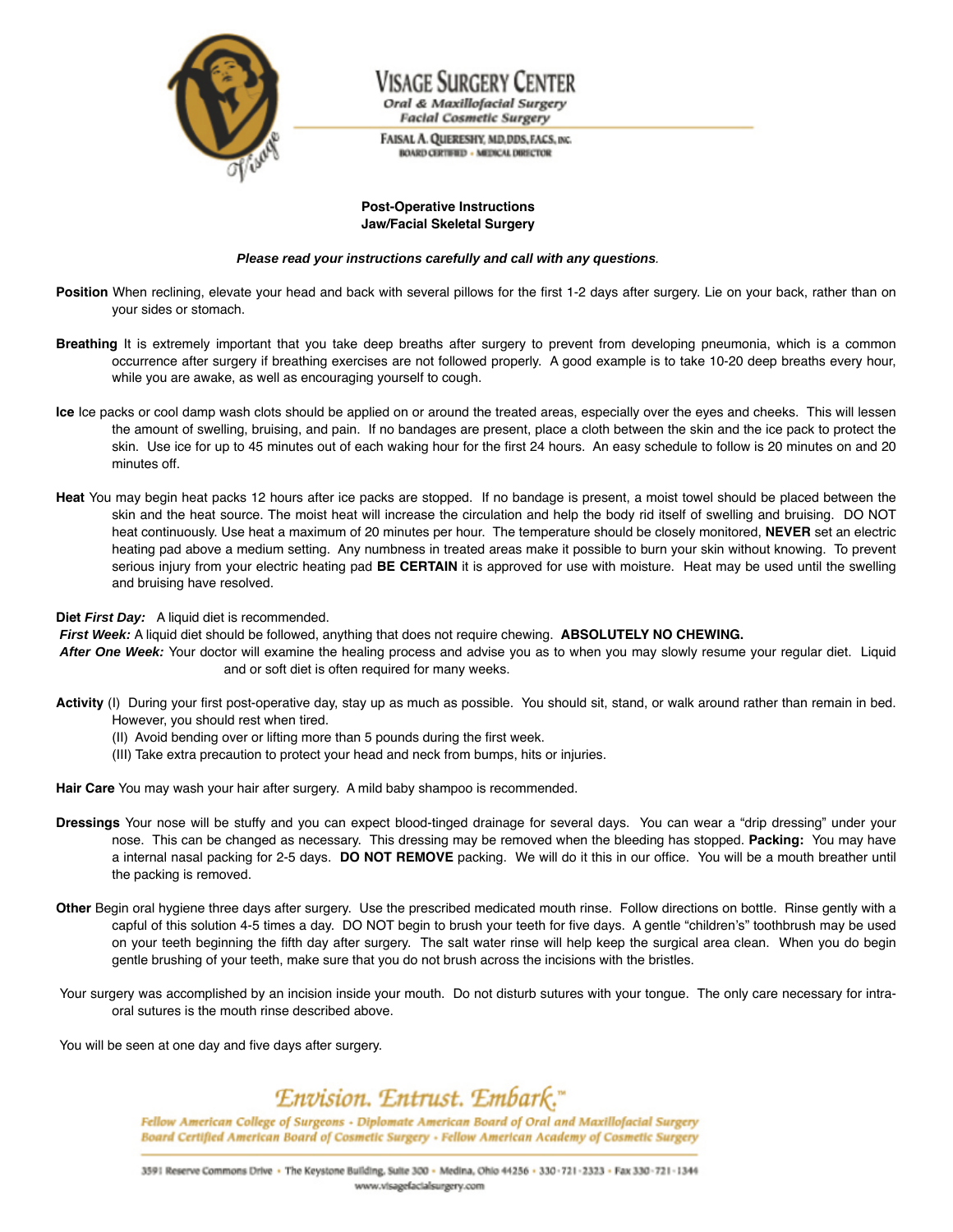# VISAGE SURGERY CENTER

*Oral & Maxillofacial Surgery*
*Facial Cosmetic Surgery*

FAISAL A. QUERESHY, MD,DDS,FACS, INC.
BOARD CERTIFIED - MEDICAL DIRECTOR

## Post-Operative Instructions
## Jaw/Facial Skeletal Surgery

***Please read your instructions carefully and call with any questions.***

**Position** When reclining, elevate your head and back with several pillows for the first 1-2 days after surgery. Lie on your back, rather than on your sides or stomach.

**Breathing** It is extremely important that you take deep breaths after surgery to prevent from developing pneumonia, which is a common occurrence after surgery if breathing exercises are not followed properly. A good example is to take 10-20 deep breaths every hour, while you are awake, as well as encouraging yourself to cough.

**Ice** Ice packs or cool damp wash clots should be applied on or around the treated areas, especially over the eyes and cheeks. This will lessen the amount of swelling, bruising, and pain. If no bandages are present, place a cloth between the skin and the ice pack to protect the skin. Use ice for up to 45 minutes out of each waking hour for the first 24 hours. An easy schedule to follow is 20 minutes on and 20 minutes off.

**Heat** You may begin heat packs 12 hours after ice packs are stopped. If no bandage is present, a moist towel should be placed between the skin and the heat source. The moist heat will increase the circulation and help the body rid itself of swelling and bruising. DO NOT heat continuously. Use heat a maximum of 20 minutes per hour. The temperature should be closely monitored, **NEVER** set an electric heating pad above a medium setting. Any numbness in treated areas make it possible to burn your skin without knowing. To prevent serious injury from your electric heating pad **BE CERTAIN** it is approved for use with moisture. Heat may be used until the swelling and bruising have resolved.

**Diet** ***First Day:*** A liquid diet is recommended.
***First Week:*** A liquid diet should be followed, anything that does not require chewing. **ABSOLUTELY NO CHEWING.**
***After One Week:*** Your doctor will examine the healing process and advise you as to when you may slowly resume your regular diet. Liquid and or soft diet is often required for many weeks.

**Activity** (I) During your first post-operative day, stay up as much as possible. You should sit, stand, or walk around rather than remain in bed. However, you should rest when tired.
(II) Avoid bending over or lifting more than 5 pounds during the first week.
(III) Take extra precaution to protect your head and neck from bumps, hits or injuries.

**Hair Care** You may wash your hair after surgery. A mild baby shampoo is recommended.

**Dressings** Your nose will be stuffy and you can expect blood-tinged drainage for several days. You can wear a "drip dressing" under your nose. This can be changed as necessary. This dressing may be removed when the bleeding has stopped. **Packing:** You may have a internal nasal packing for 2-5 days. **DO NOT REMOVE** packing. We will do it this in our office. You will be a mouth breather until the packing is removed.

**Other** Begin oral hygiene three days after surgery. Use the prescribed medicated mouth rinse. Follow directions on bottle. Rinse gently with a capful of this solution 4-5 times a day. DO NOT begin to brush your teeth for five days. A gentle "children's" toothbrush may be used on your teeth beginning the fifth day after surgery. The salt water rinse will help keep the surgical area clean. When you do begin gentle brushing of your teeth, make sure that you do not brush across the incisions with the bristles.

Your surgery was accomplished by an incision inside your mouth. Do not disturb sutures with your tongue. The only care necessary for intra-oral sutures is the mouth rinse described above.

You will be seen at one day and five days after surgery.

*Envision. Entrust. Embark.™*

*Fellow American College of Surgeons - Diplomate American Board of Oral and Maxillofacial Surgery*
*Board Certified American Board of Cosmetic Surgery - Fellow American Academy of Cosmetic Surgery*

3591 Reserve Commons Drive - The Keystone Building, Suite 300 - Medina, Ohio 44256 - 330-721-2323 - Fax 330-721-1344
www.visagefacialsurgery.com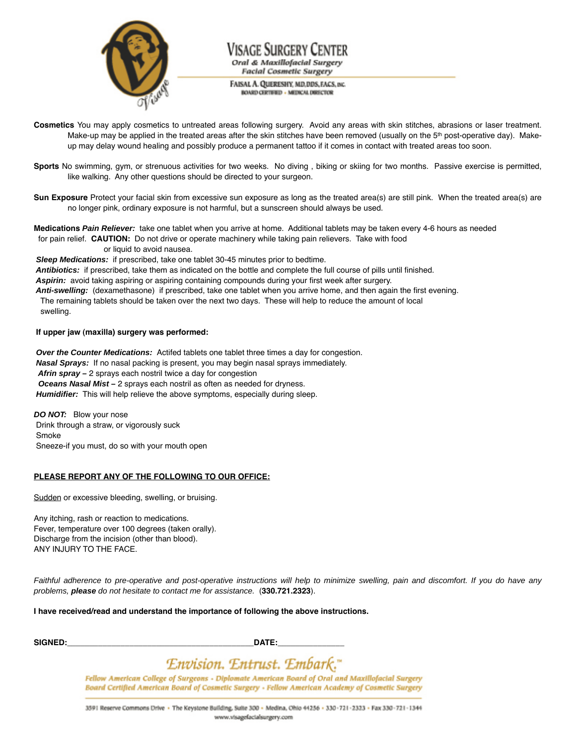**VISAGE SURGERY CENTER**
*Oral & Maxillofacial Surgery*
*Facial Cosmetic Surgery*

FAISAL A. QUERESHY, MD, DDS, FACS, INC.
BOARD CERTIFIED - MEDICAL DIRECTOR

**Cosmetics** You may apply cosmetics to untreated areas following surgery. Avoid any areas with skin stitches, abrasions or laser treatment. Make-up may be applied in the treated areas after the skin stitches have been removed (usually on the 5th post-operative day). Make-up may delay wound healing and possibly produce a permanent tattoo if it comes in contact with treated areas too soon.

**Sports** No swimming, gym, or strenuous activities for two weeks. No diving , biking or skiing for two months. Passive exercise is permitted, like walking. Any other questions should be directed to your surgeon.

**Sun Exposure** Protect your facial skin from excessive sun exposure as long as the treated area(s) are still pink. When the treated area(s) are no longer pink, ordinary exposure is not harmful, but a sunscreen should always be used.

**Medications** ***Pain Reliever:*** take one tablet when you arrive at home. Additional tablets may be taken every 4-6 hours as needed for pain relief. **CAUTION:** Do not drive or operate machinery while taking pain relievers. Take with food or liquid to avoid nausea.

***Sleep Medications:*** if prescribed, take one tablet 30-45 minutes prior to bedtime.

***Antibiotics:*** if prescribed, take them as indicated on the bottle and complete the full course of pills until finished.

***Aspirin:*** avoid taking aspiring or aspiring containing compounds during your first week after surgery.

***Anti-swelling:*** (dexamethasone) if prescribed, take one tablet when you arrive home, and then again the first evening. The remaining tablets should be taken over the next two days. These will help to reduce the amount of local swelling.

**If upper jaw (maxilla) surgery was performed:**

***Over the Counter Medications:*** Actifed tablets one tablet three times a day for congestion.
***Nasal Sprays:*** If no nasal packing is present, you may begin nasal sprays immediately.
***Afrin spray –*** 2 sprays each nostril twice a day for congestion
***Oceans Nasal Mist –*** 2 sprays each nostril as often as needed for dryness.
***Humidifier:*** This will help relieve the above symptoms, especially during sleep.

***DO NOT:*** Blow your nose
Drink through a straw, or vigorously suck
Smoke
Sneeze-if you must, do so with your mouth open

**PLEASE REPORT ANY OF THE FOLLOWING TO OUR OFFICE:**

Sudden or excessive bleeding, swelling, or bruising.

Any itching, rash or reaction to medications.
Fever, temperature over 100 degrees (taken orally).
Discharge from the incision (other than blood).
ANY INJURY TO THE FACE.

*Faithful adherence to pre-operative and post-operative instructions will help to minimize swelling, pain and discomfort. If you do have any problems, **please** do not hesitate to contact me for assistance.* (**330.721.2323**).

**I have received/read and understand the importance of following the above instructions.**

**SIGNED:**_________________________________________**DATE:**_______________

*Envision. Entrust. Embark.*™

Fellow American College of Surgeons - Diplomate American Board of Oral and Maxillofacial Surgery
Board Certified American Board of Cosmetic Surgery - Fellow American Academy of Cosmetic Surgery

3591 Reserve Commons Drive - The Keystone Building, Suite 300 - Medina, Ohio 44256 - 330-721-2323 - Fax 330-721-1344
www.visagefacialsurgery.com